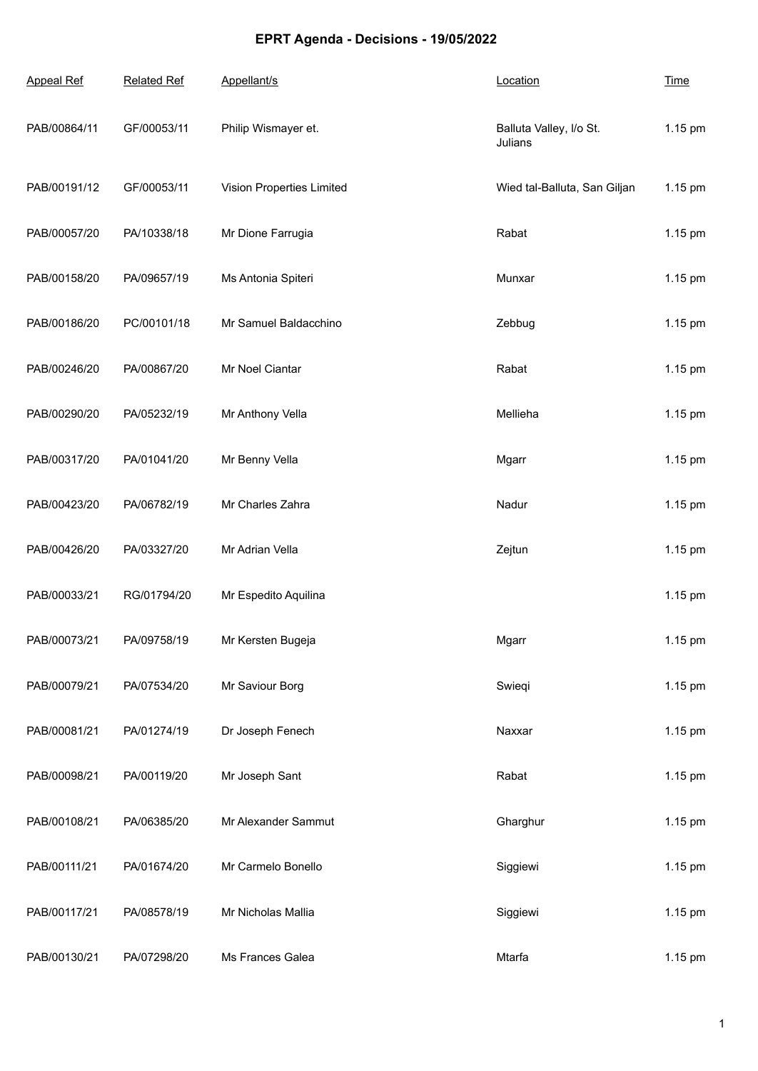# EPRT Agenda - Decisions - 19/05/2022

| Appeal Ref | Related Ref | Appellant/s | Location | Time |
|---|---|---|---|---|
| PAB/00864/11 | GF/00053/11 | Philip Wismayer et. | Balluta Valley, I/o St. Julians | 1.15 pm |
| PAB/00191/12 | GF/00053/11 | Vision Properties Limited | Wied tal-Balluta, San Giljan | 1.15 pm |
| PAB/00057/20 | PA/10338/18 | Mr Dione Farrugia | Rabat | 1.15 pm |
| PAB/00158/20 | PA/09657/19 | Ms Antonia Spiteri | Munxar | 1.15 pm |
| PAB/00186/20 | PC/00101/18 | Mr Samuel Baldacchino | Zebbug | 1.15 pm |
| PAB/00246/20 | PA/00867/20 | Mr Noel Ciantar | Rabat | 1.15 pm |
| PAB/00290/20 | PA/05232/19 | Mr Anthony Vella | Mellieha | 1.15 pm |
| PAB/00317/20 | PA/01041/20 | Mr Benny Vella | Mgarr | 1.15 pm |
| PAB/00423/20 | PA/06782/19 | Mr Charles Zahra | Nadur | 1.15 pm |
| PAB/00426/20 | PA/03327/20 | Mr Adrian Vella | Zejtun | 1.15 pm |
| PAB/00033/21 | RG/01794/20 | Mr Espedito Aquilina | | 1.15 pm |
| PAB/00073/21 | PA/09758/19 | Mr Kersten Bugeja | Mgarr | 1.15 pm |
| PAB/00079/21 | PA/07534/20 | Mr Saviour Borg | Swieqi | 1.15 pm |
| PAB/00081/21 | PA/01274/19 | Dr Joseph Fenech | Naxxar | 1.15 pm |
| PAB/00098/21 | PA/00119/20 | Mr Joseph Sant | Rabat | 1.15 pm |
| PAB/00108/21 | PA/06385/20 | Mr Alexander Sammut | Gharghur | 1.15 pm |
| PAB/00111/21 | PA/01674/20 | Mr Carmelo Bonello | Siggiewi | 1.15 pm |
| PAB/00117/21 | PA/08578/19 | Mr Nicholas Mallia | Siggiewi | 1.15 pm |
| PAB/00130/21 | PA/07298/20 | Ms Frances Galea | Mtarfa | 1.15 pm |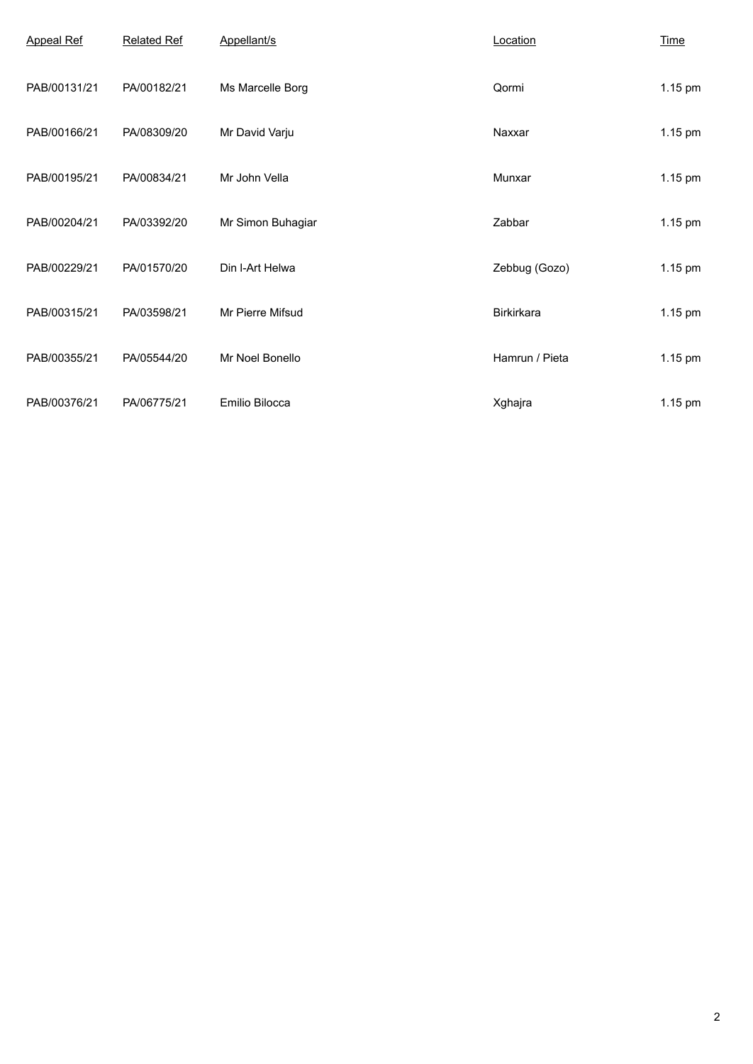| Appeal Ref | Related Ref | Appellant/s | Location | Time |
| --- | --- | --- | --- | --- |
| PAB/00131/21 | PA/00182/21 | Ms Marcelle Borg | Qormi | 1.15 pm |
| PAB/00166/21 | PA/08309/20 | Mr David Varju | Naxxar | 1.15 pm |
| PAB/00195/21 | PA/00834/21 | Mr John Vella | Munxar | 1.15 pm |
| PAB/00204/21 | PA/03392/20 | Mr Simon Buhagiar | Zabbar | 1.15 pm |
| PAB/00229/21 | PA/01570/20 | Din l-Art Helwa | Zebbug (Gozo) | 1.15 pm |
| PAB/00315/21 | PA/03598/21 | Mr Pierre Mifsud | Birkirkara | 1.15 pm |
| PAB/00355/21 | PA/05544/20 | Mr Noel Bonello | Hamrun / Pieta | 1.15 pm |
| PAB/00376/21 | PA/06775/21 | Emilio Bilocca | Xghajra | 1.15 pm |